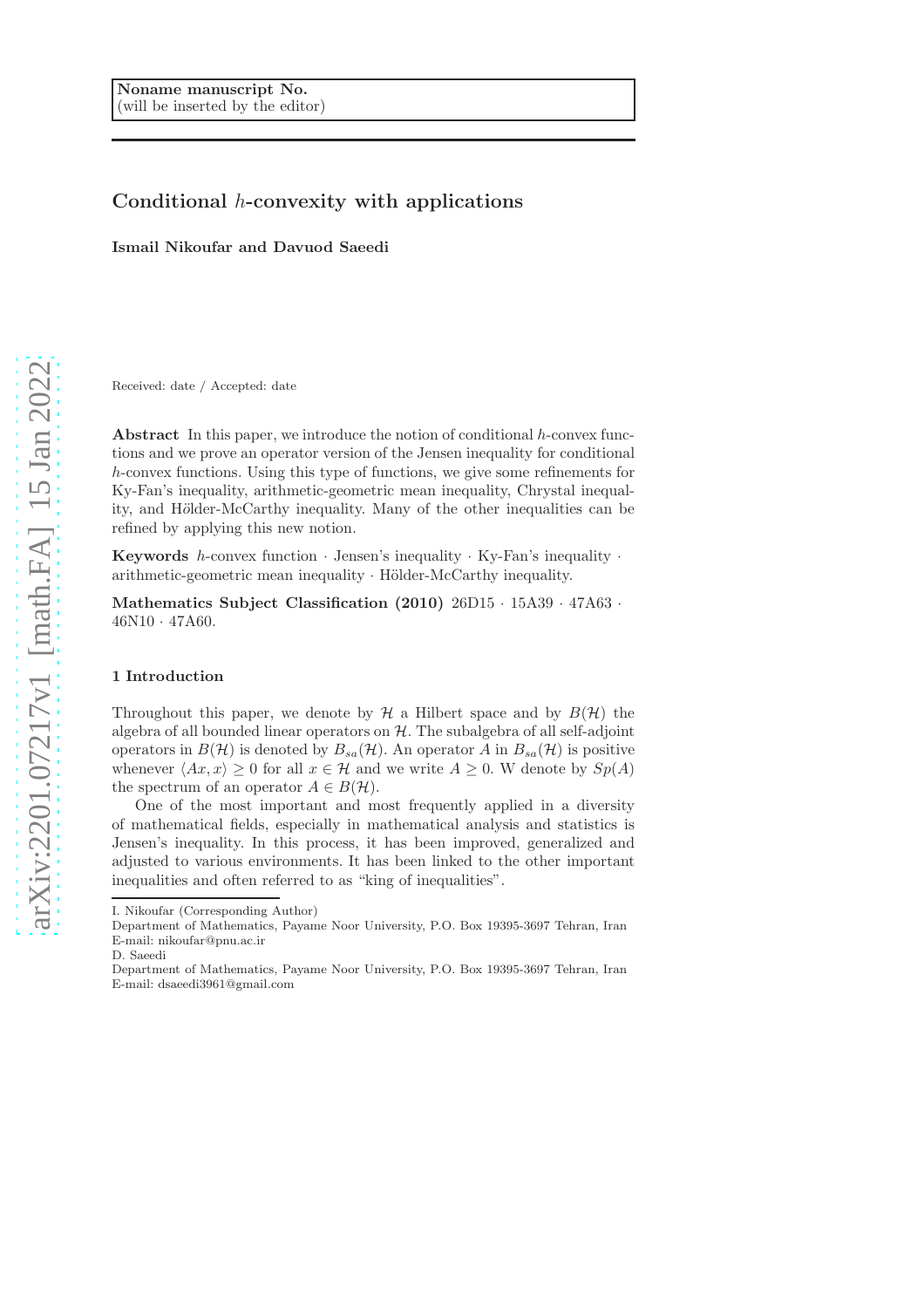Noname manuscript No.
(will be inserted by the editor)

# Conditional $h$-convexity with applications

**Ismail Nikoufar and Davuod Saeedi**

Received: date / Accepted: date

**Abstract** In this paper, we introduce the notion of conditional $h$-convex functions and we prove an operator version of the Jensen inequality for conditional $h$-convex functions. Using this type of functions, we give some refinements for Ky-Fan's inequality, arithmetic-geometric mean inequality, Chrystal inequality, and Hölder-McCarthy inequality. Many of the other inequalities can be refined by applying this new notion.

**Keywords** $h$-convex function · Jensen's inequality · Ky-Fan's inequality · arithmetic-geometric mean inequality · Hölder-McCarthy inequality.

**Mathematics Subject Classification (2010)** 26D15 · 15A39 · 47A63 · 46N10 · 47A60.

## 1 Introduction

Throughout this paper, we denote by $\mathcal{H}$ a Hilbert space and by $B(\mathcal{H})$ the algebra of all bounded linear operators on $\mathcal{H}$. The subalgebra of all self-adjoint operators in $B(\mathcal{H})$ is denoted by $B_{sa}(\mathcal{H})$. An operator $A$ in $B_{sa}(\mathcal{H})$ is positive whenever $\langle Ax, x\rangle \geq 0$ for all $x \in \mathcal{H}$ and we write $A \geq 0$. W denote by $Sp(A)$ the spectrum of an operator $A \in B(\mathcal{H})$.

One of the most important and most frequently applied in a diversity of mathematical fields, especially in mathematical analysis and statistics is Jensen's inequality. In this process, it has been improved, generalized and adjusted to various environments. It has been linked to the other important inequalities and often referred to as "king of inequalities".

I. Nikoufar (Corresponding Author)
Department of Mathematics, Payame Noor University, P.O. Box 19395-3697 Tehran, Iran
E-mail: nikoufar@pnu.ac.ir

D. Saeedi
Department of Mathematics, Payame Noor University, P.O. Box 19395-3697 Tehran, Iran
E-mail: dsaeedi3961@gmail.com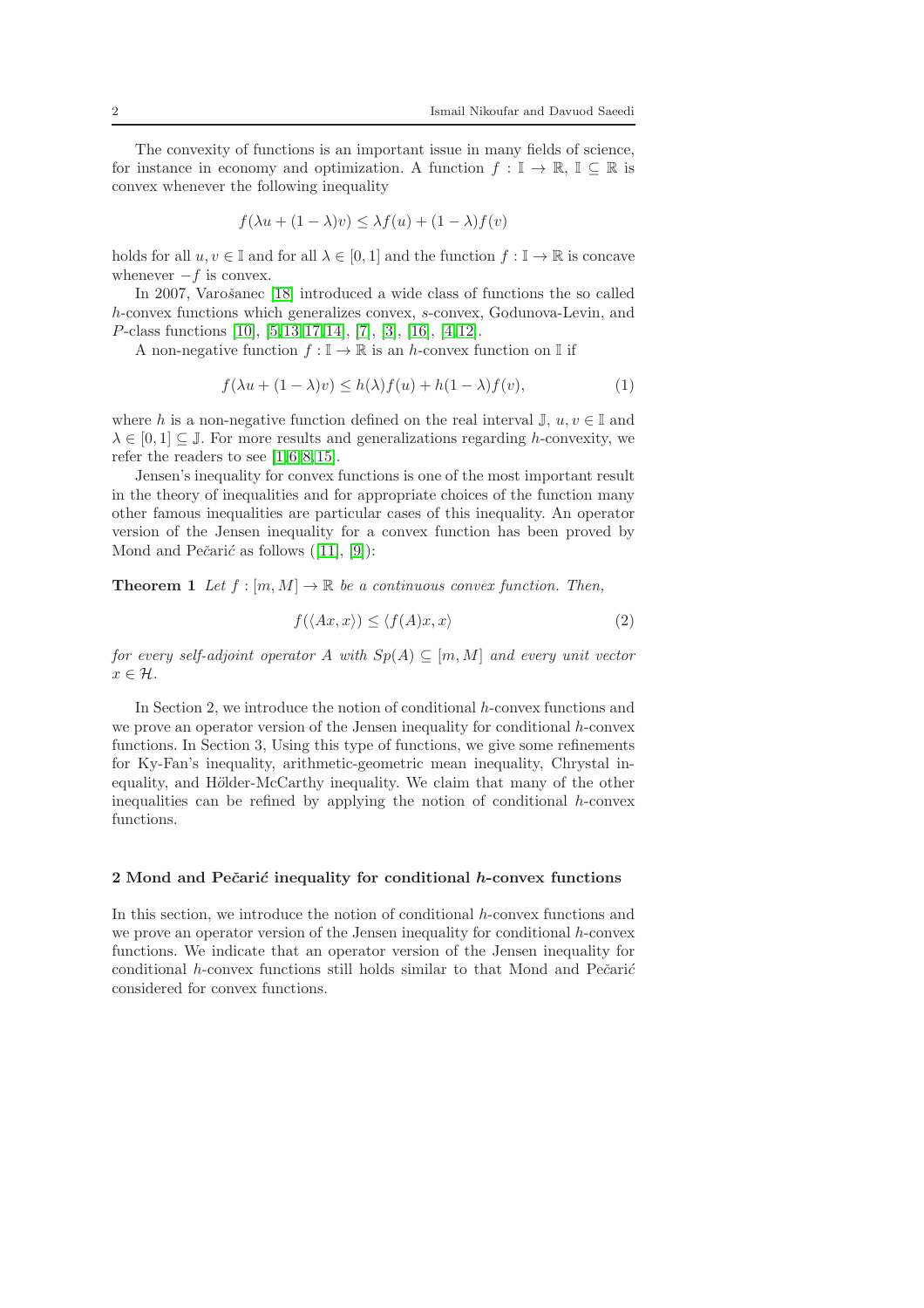The convexity of functions is an important issue in many fields of science, for instance in economy and optimization. A function $f : \mathbb{I} \to \mathbb{R}$, $\mathbb{I} \subseteq \mathbb{R}$ is convex whenever the following inequality

$$f(\lambda u + (1-\lambda)v) \leq \lambda f(u) + (1-\lambda)f(v)$$

holds for all $u, v \in \mathbb{I}$ and for all $\lambda \in [0,1]$ and the function $f : \mathbb{I} \to \mathbb{R}$ is concave whenever $-f$ is convex.

In 2007, Varošanec [18] introduced a wide class of functions the so called $h$-convex functions which generalizes convex, $s$-convex, Godunova-Levin, and $P$-class functions [10], [5,13,17,14], [7], [3], [16], [4,12].

A non-negative function $f : \mathbb{I} \to \mathbb{R}$ is an $h$-convex function on $\mathbb{I}$ if

$$f(\lambda u + (1-\lambda)v) \leq h(\lambda)f(u) + h(1-\lambda)f(v), \tag{1}$$

where $h$ is a non-negative function defined on the real interval $\mathbb{J}$, $u, v \in \mathbb{I}$ and $\lambda \in [0,1] \subseteq \mathbb{J}$. For more results and generalizations regarding $h$-convexity, we refer the readers to see [1,6,8,15].

Jensen's inequality for convex functions is one of the most important result in the theory of inequalities and for appropriate choices of the function many other famous inequalities are particular cases of this inequality. An operator version of the Jensen inequality for a convex function has been proved by Mond and Pečarić as follows ([11], [9]):

**Theorem 1** *Let $f : [m, M] \to \mathbb{R}$ be a continuous convex function. Then,*

$$f(\langle Ax, x\rangle) \leq \langle f(A)x, x\rangle \tag{2}$$

*for every self-adjoint operator $A$ with $Sp(A) \subseteq [m, M]$ and every unit vector $x \in \mathcal{H}$.*

In Section 2, we introduce the notion of conditional $h$-convex functions and we prove an operator version of the Jensen inequality for conditional $h$-convex functions. In Section 3, Using this type of functions, we give some refinements for Ky-Fan's inequality, arithmetic-geometric mean inequality, Chrystal inequality, and Hölder-McCarthy inequality. We claim that many of the other inequalities can be refined by applying the notion of conditional $h$-convex functions.

## 2 Mond and Pečarić inequality for conditional $h$-convex functions

In this section, we introduce the notion of conditional $h$-convex functions and we prove an operator version of the Jensen inequality for conditional $h$-convex functions. We indicate that an operator version of the Jensen inequality for conditional $h$-convex functions still holds similar to that Mond and Pečarić considered for convex functions.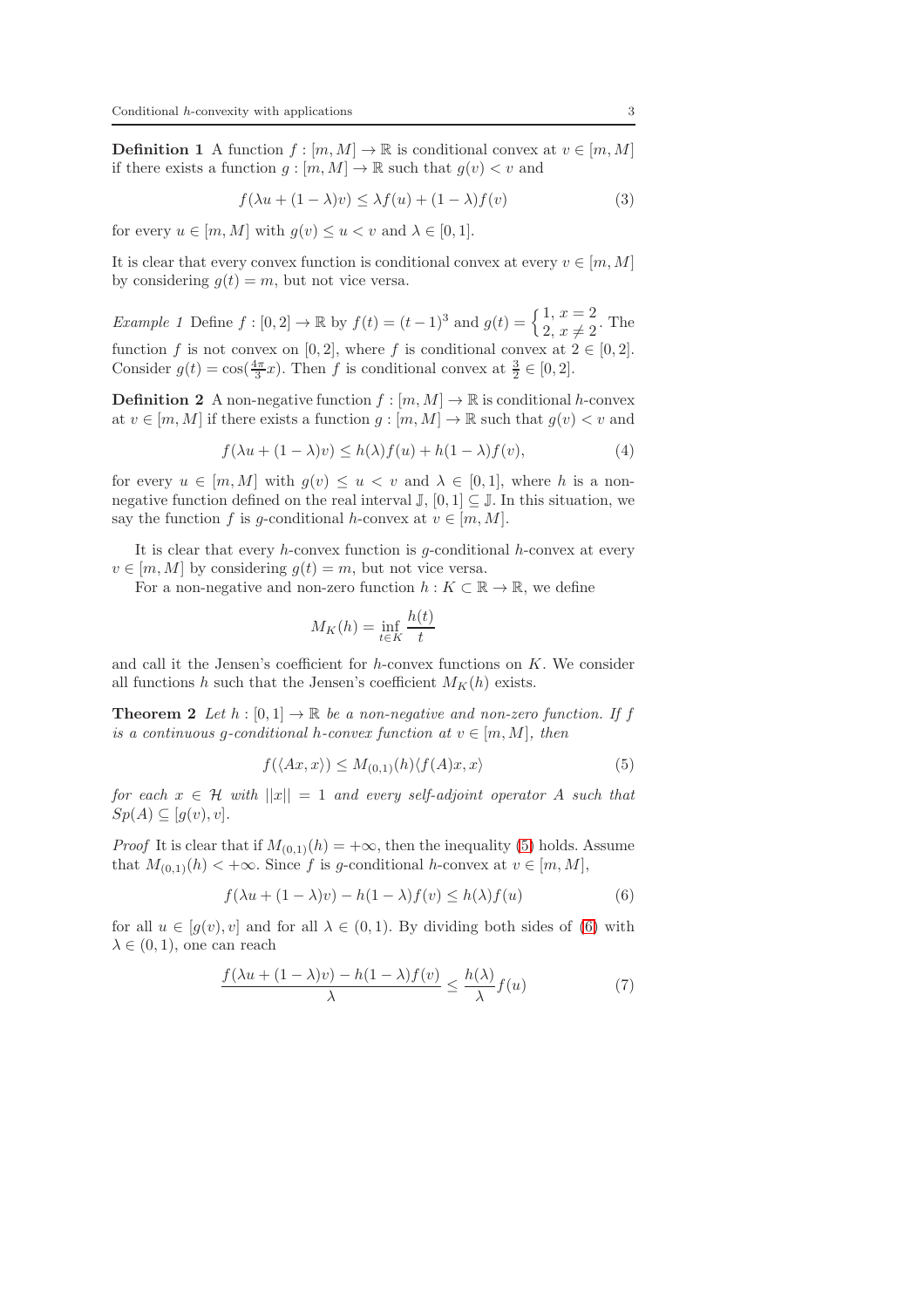**Definition 1** A function $f : [m, M] \to \mathbb{R}$ is conditional convex at $v \in [m, M]$ if there exists a function $g : [m, M] \to \mathbb{R}$ such that $g(v) < v$ and

$$f(\lambda u + (1 - \lambda)v) \leq \lambda f(u) + (1 - \lambda)f(v) \tag{3}$$

for every $u \in [m, M]$ with $g(v) \leq u < v$ and $\lambda \in [0, 1]$.

It is clear that every convex function is conditional convex at every $v \in [m, M]$ by considering $g(t) = m$, but not vice versa.

*Example 1* Define $f : [0, 2] \to \mathbb{R}$ by $f(t) = (t - 1)^3$ and $g(t) = \begin{cases} 1, & x = 2 \\ 2, & x \neq 2 \end{cases}$. The function $f$ is not convex on $[0, 2]$, where $f$ is conditional convex at $2 \in [0, 2]$. Consider $g(t) = \cos(\frac{4\pi}{3}x)$. Then $f$ is conditional convex at $\frac{3}{2} \in [0, 2]$.

**Definition 2** A non-negative function $f : [m, M] \to \mathbb{R}$ is conditional $h$-convex at $v \in [m, M]$ if there exists a function $g : [m, M] \to \mathbb{R}$ such that $g(v) < v$ and

$$f(\lambda u + (1 - \lambda)v) \leq h(\lambda)f(u) + h(1 - \lambda)f(v), \tag{4}$$

for every $u \in [m, M]$ with $g(v) \leq u < v$ and $\lambda \in [0, 1]$, where $h$ is a non-negative function defined on the real interval $\mathbb{J}$, $[0, 1] \subseteq \mathbb{J}$. In this situation, we say the function $f$ is $g$-conditional $h$-convex at $v \in [m, M]$.

It is clear that every $h$-convex function is $g$-conditional $h$-convex at every $v \in [m, M]$ by considering $g(t) = m$, but not vice versa.

For a non-negative and non-zero function $h : K \subset \mathbb{R} \to \mathbb{R}$, we define

$$M_K(h) = \inf_{t \in K} \frac{h(t)}{t}$$

and call it the Jensen's coefficient for $h$-convex functions on $K$. We consider all functions $h$ such that the Jensen's coefficient $M_K(h)$ exists.

**Theorem 2** *Let $h : [0, 1] \to \mathbb{R}$ be a non-negative and non-zero function. If $f$ is a continuous $g$-conditional $h$-convex function at $v \in [m, M]$, then*

$$f(\langle Ax, x\rangle) \leq M_{(0,1)}(h)\langle f(A)x, x\rangle \tag{5}$$

*for each $x \in \mathcal{H}$ with $||x|| = 1$ and every self-adjoint operator $A$ such that $Sp(A) \subseteq [g(v), v]$.*

*Proof* It is clear that if $M_{(0,1)}(h) = +\infty$, then the inequality (5) holds. Assume that $M_{(0,1)}(h) < +\infty$. Since $f$ is $g$-conditional $h$-convex at $v \in [m, M]$,

$$f(\lambda u + (1 - \lambda)v) - h(1 - \lambda)f(v) \leq h(\lambda)f(u) \tag{6}$$

for all $u \in [g(v), v]$ and for all $\lambda \in (0, 1)$. By dividing both sides of (6) with $\lambda \in (0, 1)$, one can reach

$$\frac{f(\lambda u + (1 - \lambda)v) - h(1 - \lambda)f(v)}{\lambda} \leq \frac{h(\lambda)}{\lambda}f(u) \tag{7}$$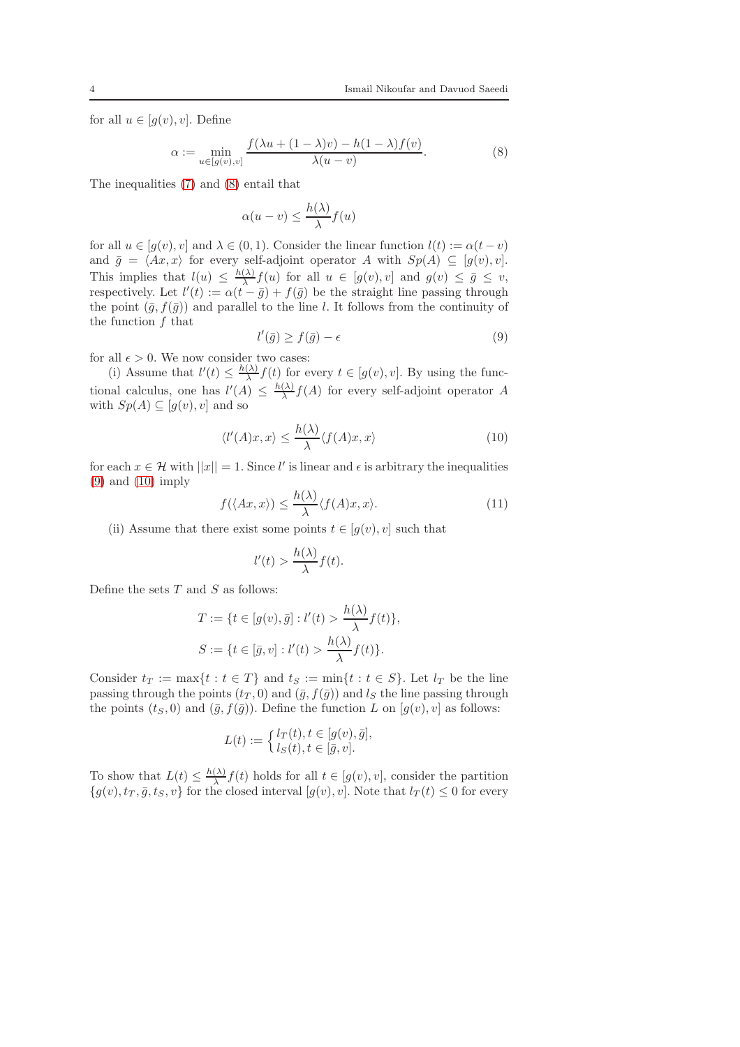for all $u \in [g(v), v]$. Define

$$\alpha := \min_{u \in [g(v),v]} \frac{f(\lambda u + (1-\lambda)v) - h(1-\lambda)f(v)}{\lambda(u-v)}. \tag{8}$$

The inequalities (7) and (8) entail that

$$\alpha(u-v) \leq \frac{h(\lambda)}{\lambda} f(u)$$

for all $u \in [g(v), v]$ and $\lambda \in (0,1)$. Consider the linear function $l(t) := \alpha(t-v)$ and $\bar{g} = \langle Ax, x\rangle$ for every self-adjoint operator $A$ with $Sp(A) \subseteq [g(v), v]$. This implies that $l(u) \leq \frac{h(\lambda)}{\lambda} f(u)$ for all $u \in [g(v), v]$ and $g(v) \leq \bar{g} \leq v$, respectively. Let $l'(t) := \alpha(t - \bar{g}) + f(\bar{g})$ be the straight line passing through the point $(\bar{g}, f(\bar{g}))$ and parallel to the line $l$. It follows from the continuity of the function $f$ that

$$l'(\bar{g}) \geq f(\bar{g}) - \epsilon \tag{9}$$

for all $\epsilon > 0$. We now consider two cases:

(i) Assume that $l'(t) \leq \frac{h(\lambda)}{\lambda} f(t)$ for every $t \in [g(v), v]$. By using the functional calculus, one has $l'(A) \leq \frac{h(\lambda)}{\lambda} f(A)$ for every self-adjoint operator $A$ with $Sp(A) \subseteq [g(v), v]$ and so

$$\langle l'(A)x, x\rangle \leq \frac{h(\lambda)}{\lambda} \langle f(A)x, x\rangle \tag{10}$$

for each $x \in \mathcal{H}$ with $||x|| = 1$. Since $l'$ is linear and $\epsilon$ is arbitrary the inequalities (9) and (10) imply

$$f(\langle Ax, x\rangle) \leq \frac{h(\lambda)}{\lambda} \langle f(A)x, x\rangle. \tag{11}$$

(ii) Assume that there exist some points $t \in [g(v), v]$ such that

$$l'(t) > \frac{h(\lambda)}{\lambda} f(t).$$

Define the sets $T$ and $S$ as follows:

$$T := \{t \in [g(v), \bar{g}] : l'(t) > \frac{h(\lambda)}{\lambda} f(t)\},$$

$$S := \{t \in [\bar{g}, v] : l'(t) > \frac{h(\lambda)}{\lambda} f(t)\}.$$

Consider $t_T := \max\{t : t \in T\}$ and $t_S := \min\{t : t \in S\}$. Let $l_T$ be the line passing through the points $(t_T, 0)$ and $(\bar{g}, f(\bar{g}))$ and $l_S$ the line passing through the points $(t_S, 0)$ and $(\bar{g}, f(\bar{g}))$. Define the function $L$ on $[g(v), v]$ as follows:

$$L(t) := \begin{cases} l_T(t), t \in [g(v), \bar{g}], \\ l_S(t), t \in [\bar{g}, v]. \end{cases}$$

To show that $L(t) \leq \frac{h(\lambda)}{\lambda} f(t)$ holds for all $t \in [g(v), v]$, consider the partition $\{g(v), t_T, \bar{g}, t_S, v\}$ for the closed interval $[g(v), v]$. Note that $l_T(t) \leq 0$ for every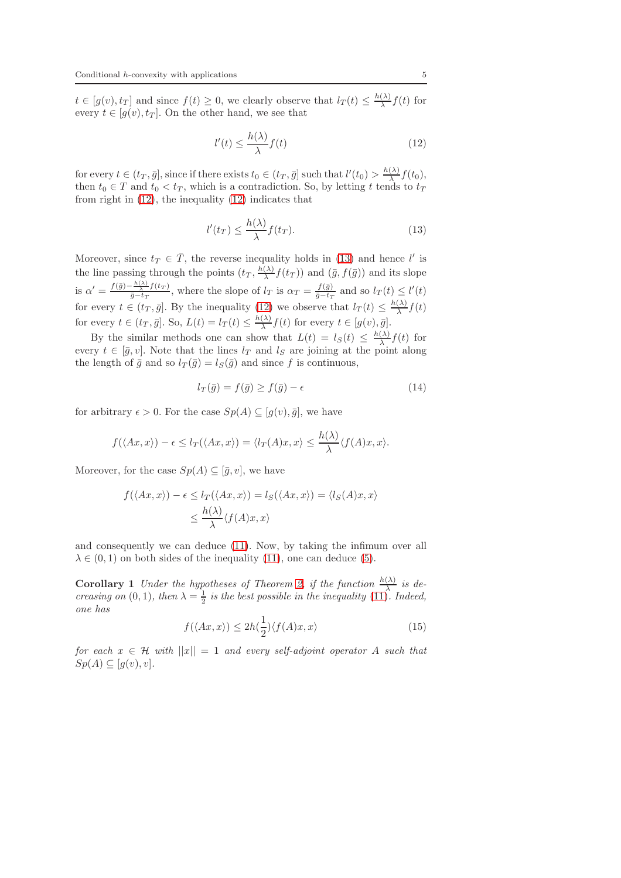$t \in [g(v), t_T]$ and since $f(t) \geq 0$, we clearly observe that $l_T(t) \leq \frac{h(\lambda)}{\lambda} f(t)$ for every $t \in [g(v), t_T]$. On the other hand, we see that

$$l'(t) \leq \frac{h(\lambda)}{\lambda} f(t) \tag{12}$$

for every $t \in (t_T, \bar{g}]$, since if there exists $t_0 \in (t_T, \bar{g}]$ such that $l'(t_0) > \frac{h(\lambda)}{\lambda} f(t_0)$, then $t_0 \in T$ and $t_0 < t_T$, which is a contradiction. So, by letting $t$ tends to $t_T$ from right in (12), the inequality (12) indicates that

$$l'(t_T) \leq \frac{h(\lambda)}{\lambda} f(t_T). \tag{13}$$

Moreover, since $t_T \in \bar{T}$, the reverse inequality holds in (13) and hence $l'$ is the line passing through the points $(t_T, \frac{h(\lambda)}{\lambda} f(t_T))$ and $(\bar{g}, f(\bar{g}))$ and its slope is $\alpha' = \frac{f(\bar{g}) - \frac{h(\lambda)}{\lambda} f(t_T)}{\bar{g} - t_T}$, where the slope of $l_T$ is $\alpha_T = \frac{f(\bar{g})}{\bar{g} - t_T}$ and so $l_T(t) \leq l'(t)$ for every $t \in (t_T, \bar{g}]$. By the inequality (12) we observe that $l_T(t) \leq \frac{h(\lambda)}{\lambda} f(t)$ for every $t \in (t_T, \bar{g}]$. So, $L(t) = l_T(t) \leq \frac{h(\lambda)}{\lambda} f(t)$ for every $t \in [g(v), \bar{g}]$.

By the similar methods one can show that $L(t) = l_S(t) \leq \frac{h(\lambda)}{\lambda} f(t)$ for every $t \in [\bar{g}, v]$. Note that the lines $l_T$ and $l_S$ are joining at the point along the length of $\bar{g}$ and so $l_T(\bar{g}) = l_S(\bar{g})$ and since $f$ is continuous,

$$l_T(\bar{g}) = f(\bar{g}) \geq f(\bar{g}) - \epsilon \tag{14}$$

for arbitrary $\epsilon > 0$. For the case $Sp(A) \subseteq [g(v), \bar{g}]$, we have

$$f(\langle Ax, x\rangle) - \epsilon \leq l_T(\langle Ax, x\rangle) = \langle l_T(A)x, x\rangle \leq \frac{h(\lambda)}{\lambda} \langle f(A)x, x\rangle.$$

Moreover, for the case $Sp(A) \subseteq [\bar{g}, v]$, we have

$$\begin{aligned} f(\langle Ax, x\rangle) - \epsilon \leq l_T(\langle Ax, x\rangle) = l_S(\langle Ax, x\rangle) = \langle l_S(A)x, x\rangle \\ \leq \frac{h(\lambda)}{\lambda} \langle f(A)x, x\rangle \end{aligned}$$

and consequently we can deduce (11). Now, by taking the infimum over all $\lambda \in (0, 1)$ on both sides of the inequality (11), one can deduce (5).

**Corollary 1** *Under the hypotheses of Theorem 2, if the function $\frac{h(\lambda)}{\lambda}$ is decreasing on $(0, 1)$, then $\lambda = \frac{1}{2}$ is the best possible in the inequality (11). Indeed, one has*

$$f(\langle Ax, x\rangle) \leq 2h(\frac{1}{2}) \langle f(A)x, x\rangle \tag{15}$$

*for each $x \in \mathcal{H}$ with $||x|| = 1$ and every self-adjoint operator $A$ such that $Sp(A) \subseteq [g(v), v]$.*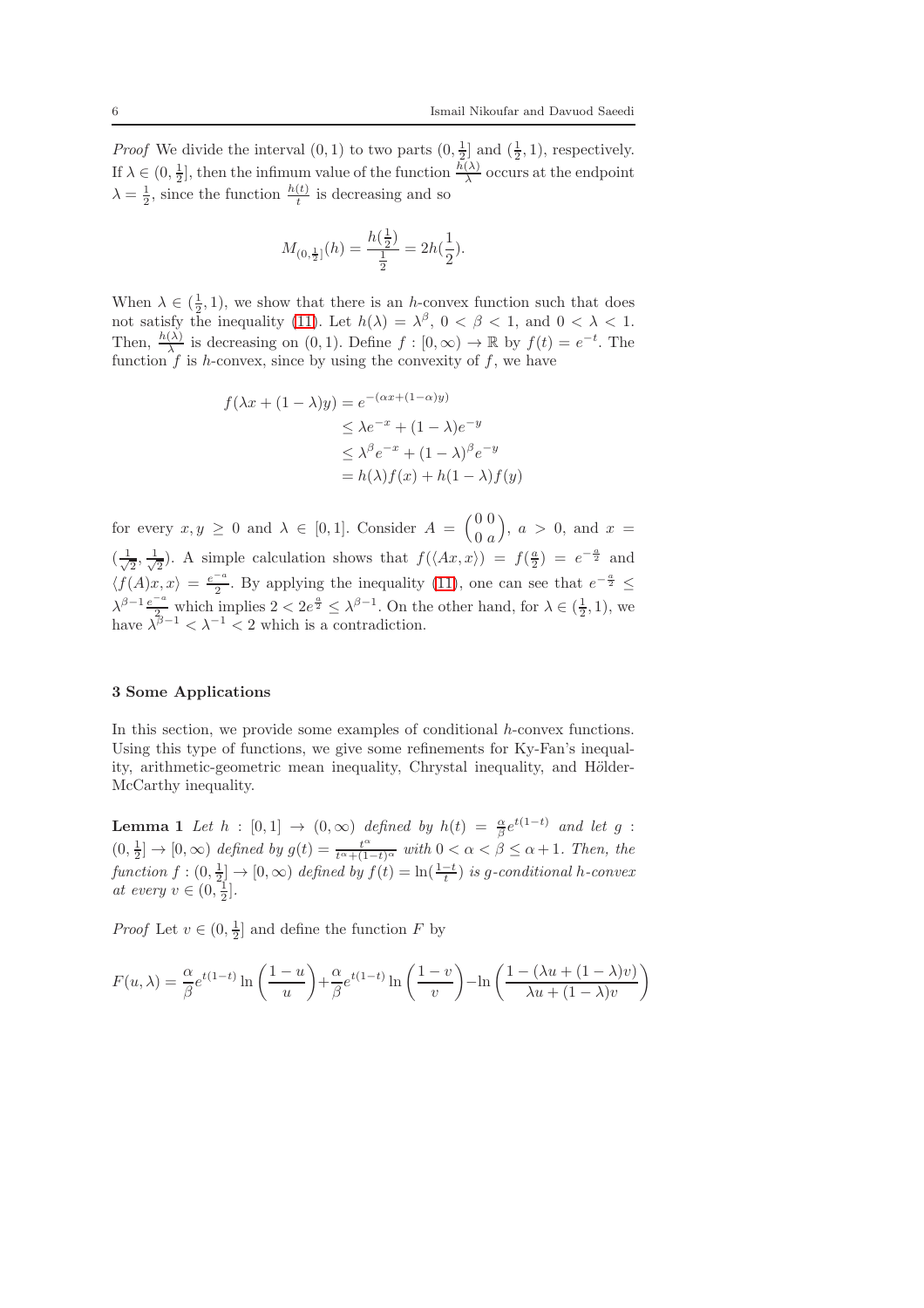*Proof* We divide the interval $(0,1)$ to two parts $(0,\frac{1}{2}]$ and $(\frac{1}{2},1)$, respectively. If $\lambda \in (0,\frac{1}{2}]$, then the infimum value of the function $\frac{h(\lambda)}{\lambda}$ occurs at the endpoint $\lambda = \frac{1}{2}$, since the function $\frac{h(t)}{t}$ is decreasing and so

$$M_{(0,\frac{1}{2}]}(h) = \frac{h(\frac{1}{2})}{\frac{1}{2}} = 2h(\frac{1}{2}).$$

When $\lambda \in (\frac{1}{2},1)$, we show that there is an $h$-convex function such that does not satisfy the inequality (11). Let $h(\lambda) = \lambda^{\beta}$, $0 < \beta < 1$, and $0 < \lambda < 1$. Then, $\frac{h(\lambda)}{\lambda}$ is decreasing on $(0,1)$. Define $f : [0,\infty) \to \mathbb{R}$ by $f(t) = e^{-t}$. The function $f$ is $h$-convex, since by using the convexity of $f$, we have

$$\begin{aligned}
f(\lambda x + (1-\lambda)y) &= e^{-(\alpha x + (1-\alpha)y)} \\
&\leq \lambda e^{-x} + (1-\lambda)e^{-y} \\
&\leq \lambda^{\beta} e^{-x} + (1-\lambda)^{\beta} e^{-y} \\
&= h(\lambda)f(x) + h(1-\lambda)f(y)
\end{aligned}$$

for every $x, y \geq 0$ and $\lambda \in [0,1]$. Consider $A = \begin{pmatrix} 0 & 0 \\ 0 & a \end{pmatrix}$, $a > 0$, and $x = (\frac{1}{\sqrt{2}}, \frac{1}{\sqrt{2}})$. A simple calculation shows that $f(\langle Ax, x\rangle) = f(\frac{a}{2}) = e^{-\frac{a}{2}}$ and $\langle f(A)x, x\rangle = \frac{e^{-a}}{2}$. By applying the inequality (11), one can see that $e^{-\frac{a}{2}} \leq \lambda^{\beta-1}\frac{e^{-a}}{2}$ which implies $2 < 2e^{\frac{a}{2}} \leq \lambda^{\beta-1}$. On the other hand, for $\lambda \in (\frac{1}{2},1)$, we have $\lambda^{\beta-1} < \lambda^{-1} < 2$ which is a contradiction.

## 3 Some Applications

In this section, we provide some examples of conditional $h$-convex functions. Using this type of functions, we give some refinements for Ky-Fan's inequality, arithmetic-geometric mean inequality, Chrystal inequality, and Hölder-McCarthy inequality.

**Lemma 1** *Let $h : [0,1] \to (0,\infty)$ defined by $h(t) = \frac{\alpha}{\beta}e^{t(1-t)}$ and let $g : (0,\frac{1}{2}] \to [0,\infty)$ defined by $g(t) = \frac{t^{\alpha}}{t^{\alpha}+(1-t)^{\alpha}}$ with $0 < \alpha < \beta \leq \alpha + 1$. Then, the function $f : (0,\frac{1}{2}] \to [0,\infty)$ defined by $f(t) = \ln(\frac{1-t}{t})$ is $g$-conditional $h$-convex at every $v \in (0,\frac{1}{2}]$.*

*Proof* Let $v \in (0,\frac{1}{2}]$ and define the function $F$ by

$$F(u,\lambda) = \frac{\alpha}{\beta}e^{t(1-t)}\ln\left(\frac{1-u}{u}\right) + \frac{\alpha}{\beta}e^{t(1-t)}\ln\left(\frac{1-v}{v}\right) - \ln\left(\frac{1-(\lambda u + (1-\lambda)v)}{\lambda u + (1-\lambda)v}\right)$$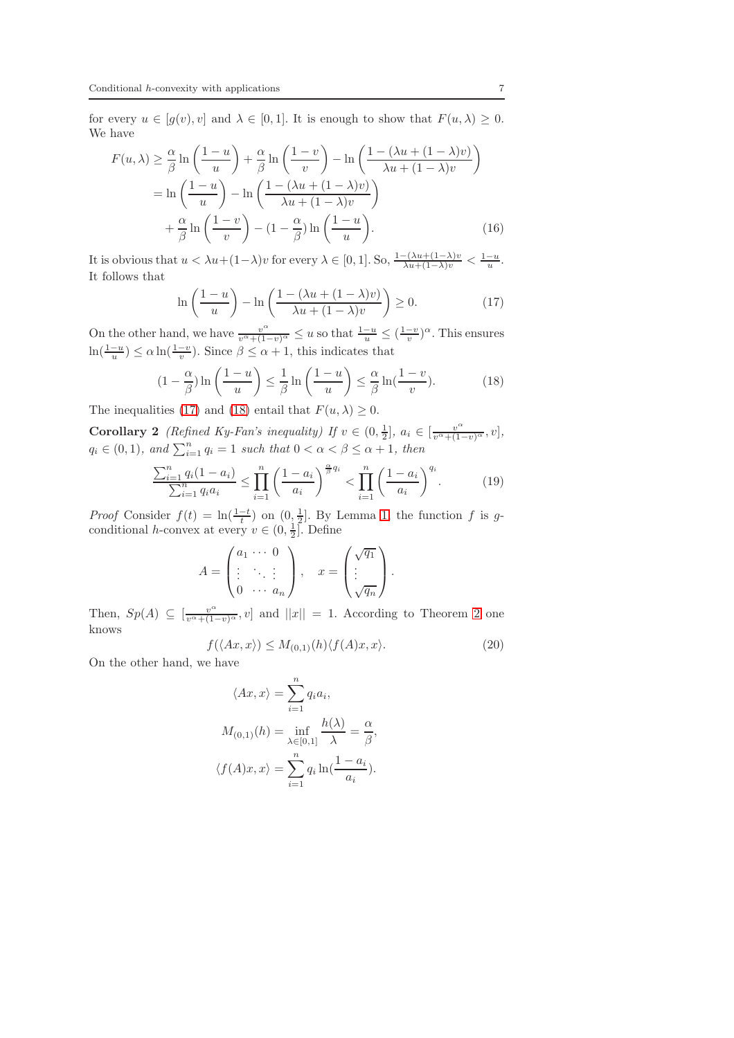for every $u \in [g(v), v]$ and $\lambda \in [0,1]$. It is enough to show that $F(u,\lambda) \geq 0$. We have

$$
\begin{aligned}
F(u,\lambda) &\geq \frac{\alpha}{\beta}\ln\left(\frac{1-u}{u}\right) + \frac{\alpha}{\beta}\ln\left(\frac{1-v}{v}\right) - \ln\left(\frac{1-(\lambda u+(1-\lambda)v)}{\lambda u+(1-\lambda)v}\right) \\
&= \ln\left(\frac{1-u}{u}\right) - \ln\left(\frac{1-(\lambda u+(1-\lambda)v)}{\lambda u+(1-\lambda)v}\right) \\
&\quad + \frac{\alpha}{\beta}\ln\left(\frac{1-v}{v}\right) - (1-\frac{\alpha}{\beta})\ln\left(\frac{1-u}{u}\right). \qquad (16)
\end{aligned}
$$

It is obvious that $u < \lambda u+(1-\lambda)v$ for every $\lambda \in [0,1]$. So, $\frac{1-(\lambda u+(1-\lambda)v}{\lambda u+(1-\lambda)v} < \frac{1-u}{u}$. It follows that

$$
\ln\left(\frac{1-u}{u}\right) - \ln\left(\frac{1-(\lambda u+(1-\lambda)v)}{\lambda u+(1-\lambda)v}\right) \geq 0. \qquad (17)
$$

On the other hand, we have $\frac{v^\alpha}{v^\alpha+(1-v)^\alpha} \leq u$ so that $\frac{1-u}{u} \leq (\frac{1-v}{v})^\alpha$. This ensures $\ln(\frac{1-u}{u}) \leq \alpha\ln(\frac{1-v}{v})$. Since $\beta \leq \alpha+1$, this indicates that

$$
(1-\frac{\alpha}{\beta})\ln\left(\frac{1-u}{u}\right) \leq \frac{1}{\beta}\ln\left(\frac{1-u}{u}\right) \leq \frac{\alpha}{\beta}\ln(\frac{1-v}{v}). \qquad (18)
$$

The inequalities (17) and (18) entail that $F(u,\lambda) \geq 0$.

**Corollary 2** *(Refined Ky-Fan's inequality) If $v \in (0, \frac{1}{2}]$, $a_i \in [\frac{v^\alpha}{v^\alpha+(1-v)^\alpha}, v]$, $q_i \in (0,1)$, and $\sum_{i=1}^n q_i = 1$ such that $0 < \alpha < \beta \leq \alpha+1$, then*

$$
\frac{\sum_{i=1}^n q_i(1-a_i)}{\sum_{i=1}^n q_i a_i} \leq \prod_{i=1}^n \left(\frac{1-a_i}{a_i}\right)^{\frac{\alpha}{\beta}q_i} < \prod_{i=1}^n \left(\frac{1-a_i}{a_i}\right)^{q_i}. \qquad (19)
$$

*Proof* Consider $f(t) = \ln(\frac{1-t}{t})$ on $(0, \frac{1}{2}]$. By Lemma 1, the function $f$ is $g$-conditional $h$-convex at every $v \in (0, \frac{1}{2}]$. Define

$$
A = \begin{pmatrix} a_1 & \cdots & 0 \\ \vdots & \ddots & \vdots \\ 0 & \cdots & a_n \end{pmatrix}, \quad x = \begin{pmatrix} \sqrt{q_1} \\ \vdots \\ \sqrt{q_n} \end{pmatrix}.
$$

Then, $Sp(A) \subseteq [\frac{v^\alpha}{v^\alpha+(1-v)^\alpha}, v]$ and $||x|| = 1$. According to Theorem 2 one knows

$$
f(\langle Ax, x\rangle) \leq M_{(0,1)}(h)\langle f(A)x, x\rangle. \qquad (20)
$$

On the other hand, we have

$$
\langle Ax, x\rangle = \sum_{i=1}^n q_i a_i,
$$

$$
M_{(0,1)}(h) = \inf_{\lambda\in[0,1]} \frac{h(\lambda)}{\lambda} = \frac{\alpha}{\beta},
$$

$$
\langle f(A)x, x\rangle = \sum_{i=1}^n q_i \ln(\frac{1-a_i}{a_i}).
$$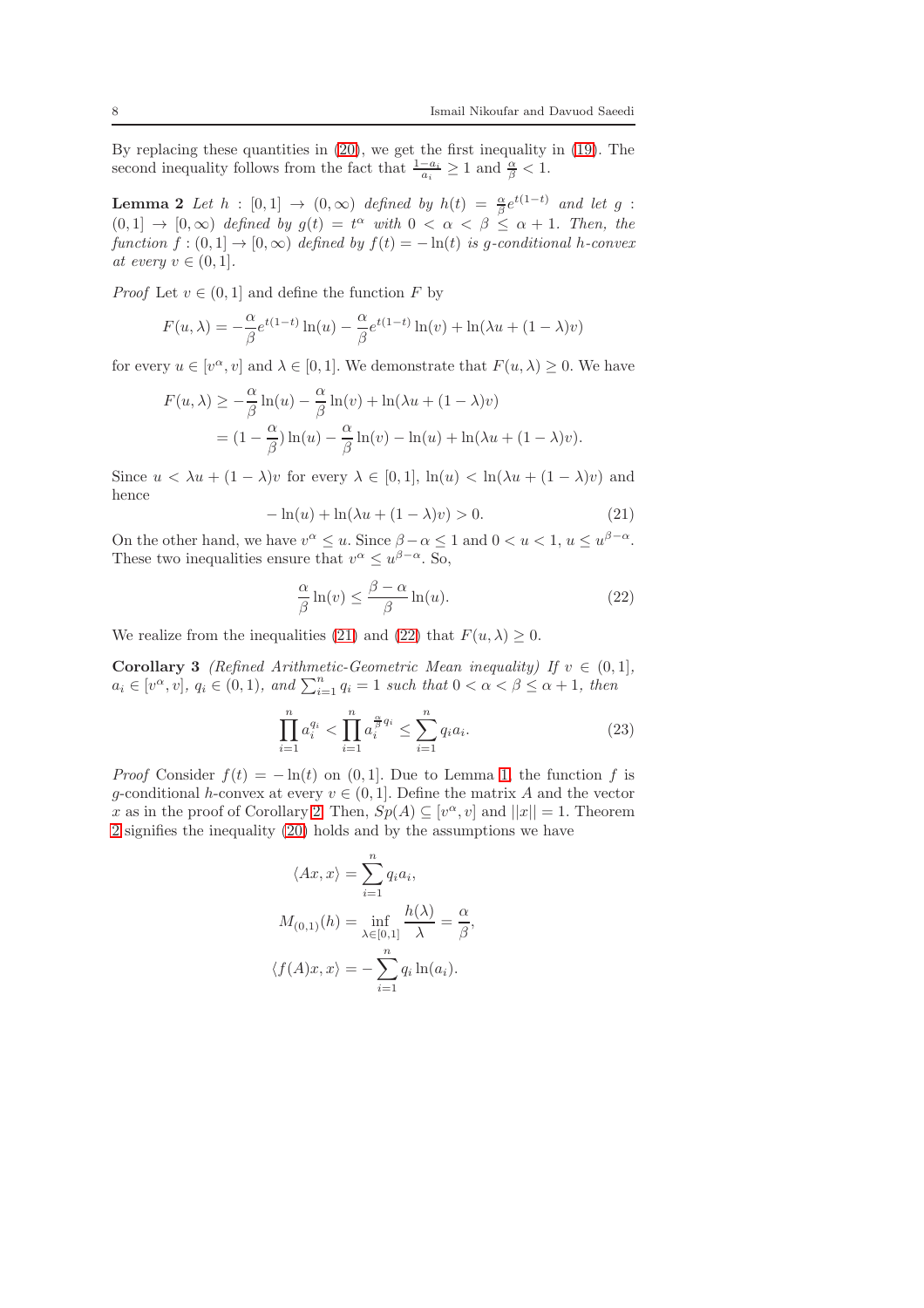By replacing these quantities in (20), we get the first inequality in (19). The second inequality follows from the fact that $\frac{1-a_i}{a_i} \geq 1$ and $\frac{\alpha}{\beta} < 1$.

**Lemma 2** *Let $h : [0,1] \to (0,\infty)$ defined by $h(t) = \frac{\alpha}{\beta} e^{t(1-t)}$ and let $g : (0,1] \to [0,\infty)$ defined by $g(t) = t^\alpha$ with $0 < \alpha < \beta \leq \alpha + 1$. Then, the function $f : (0,1] \to [0,\infty)$ defined by $f(t) = -\ln(t)$ is $g$-conditional $h$-convex at every $v \in (0,1]$.*

*Proof* Let $v \in (0,1]$ and define the function $F$ by

$$F(u,\lambda) = -\frac{\alpha}{\beta} e^{t(1-t)} \ln(u) - \frac{\alpha}{\beta} e^{t(1-t)} \ln(v) + \ln(\lambda u + (1-\lambda)v)$$

for every $u \in [v^\alpha, v]$ and $\lambda \in [0,1]$. We demonstrate that $F(u,\lambda) \geq 0$. We have

$$\begin{aligned}
F(u,\lambda) &\geq -\frac{\alpha}{\beta} \ln(u) - \frac{\alpha}{\beta} \ln(v) + \ln(\lambda u + (1-\lambda)v) \\
&= (1 - \frac{\alpha}{\beta}) \ln(u) - \frac{\alpha}{\beta} \ln(v) - \ln(u) + \ln(\lambda u + (1-\lambda)v).
\end{aligned}$$

Since $u < \lambda u + (1-\lambda)v$ for every $\lambda \in [0,1]$, $\ln(u) < \ln(\lambda u + (1-\lambda)v)$ and hence

$$-\ln(u) + \ln(\lambda u + (1-\lambda)v) > 0. \tag{21}$$

On the other hand, we have $v^\alpha \leq u$. Since $\beta - \alpha \leq 1$ and $0 < u < 1$, $u \leq u^{\beta-\alpha}$. These two inequalities ensure that $v^\alpha \leq u^{\beta-\alpha}$. So,

$$\frac{\alpha}{\beta} \ln(v) \leq \frac{\beta - \alpha}{\beta} \ln(u). \tag{22}$$

We realize from the inequalities (21) and (22) that $F(u,\lambda) \geq 0$.

**Corollary 3** *(Refined Arithmetic-Geometric Mean inequality) If $v \in (0,1]$, $a_i \in [v^\alpha, v]$, $q_i \in (0,1)$, and $\sum_{i=1}^n q_i = 1$ such that $0 < \alpha < \beta \leq \alpha + 1$, then*

$$\prod_{i=1}^n a_i^{q_i} < \prod_{i=1}^n a_i^{\frac{\alpha}{\beta} q_i} \leq \sum_{i=1}^n q_i a_i. \tag{23}$$

*Proof* Consider $f(t) = -\ln(t)$ on $(0,1]$. Due to Lemma 1, the function $f$ is $g$-conditional $h$-convex at every $v \in (0,1]$. Define the matrix $A$ and the vector $x$ as in the proof of Corollary 2. Then, $Sp(A) \subseteq [v^\alpha, v]$ and $||x|| = 1$. Theorem 2 signifies the inequality (20) holds and by the assumptions we have

$$\begin{aligned}
\langle Ax, x \rangle &= \sum_{i=1}^n q_i a_i, \\
M_{(0,1)}(h) &= \inf_{\lambda \in [0,1]} \frac{h(\lambda)}{\lambda} = \frac{\alpha}{\beta}, \\
\langle f(A)x, x \rangle &= -\sum_{i=1}^n q_i \ln(a_i).
\end{aligned}$$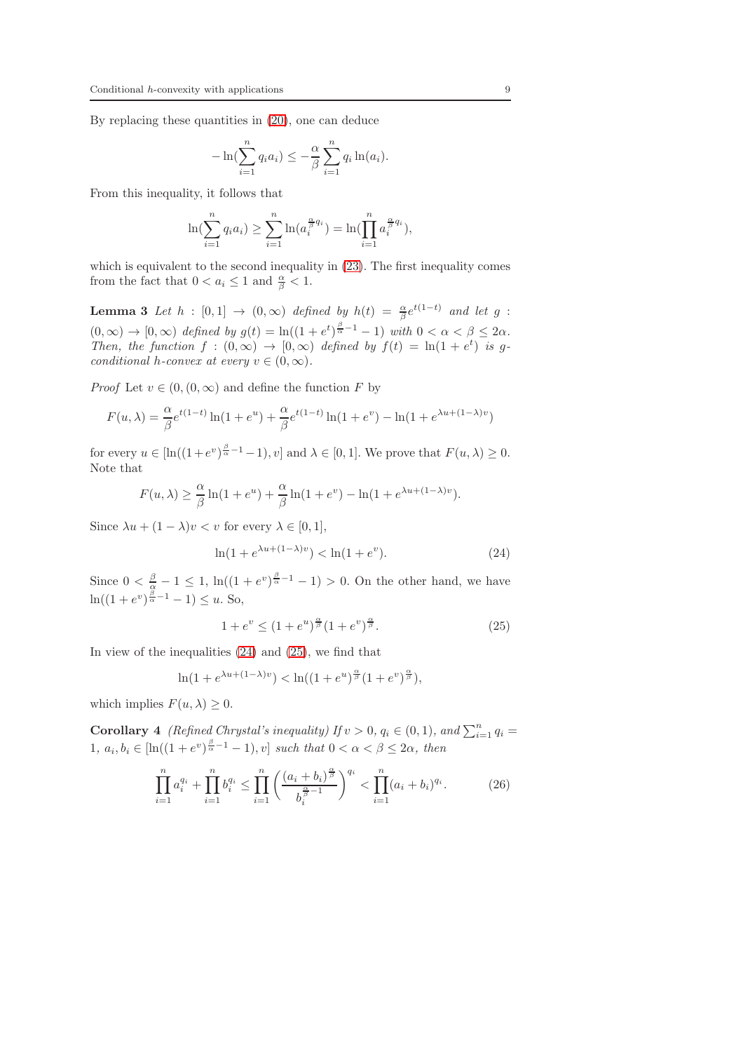By replacing these quantities in (20), one can deduce

$$-\ln(\sum_{i=1}^{n} q_i a_i) \leq -\frac{\alpha}{\beta}\sum_{i=1}^{n} q_i \ln(a_i).$$

From this inequality, it follows that

$$\ln(\sum_{i=1}^{n} q_i a_i) \geq \sum_{i=1}^{n} \ln(a_i^{\frac{\alpha}{\beta}q_i}) = \ln(\prod_{i=1}^{n} a_i^{\frac{\alpha}{\beta}q_i}),$$

which is equivalent to the second inequality in (23). The first inequality comes from the fact that $0 < a_i \leq 1$ and $\frac{\alpha}{\beta} < 1$.

**Lemma 3** *Let $h : [0,1] \to (0,\infty)$ defined by $h(t) = \frac{\alpha}{\beta}e^{t(1-t)}$ and let $g : (0,\infty) \to [0,\infty)$ defined by $g(t) = \ln((1+e^t)^{\frac{\beta}{\alpha}-1} - 1)$ with $0 < \alpha < \beta \leq 2\alpha$. Then, the function $f : (0,\infty) \to [0,\infty)$ defined by $f(t) = \ln(1+e^t)$ is $g$-conditional $h$-convex at every $v \in (0,\infty)$.*

*Proof* Let $v \in (0,(0,\infty)$ and define the function $F$ by

$$F(u,\lambda) = \frac{\alpha}{\beta}e^{t(1-t)}\ln(1+e^u) + \frac{\alpha}{\beta}e^{t(1-t)}\ln(1+e^v) - \ln(1+e^{\lambda u+(1-\lambda)v})$$

for every $u \in [\ln((1+e^v)^{\frac{\beta}{\alpha}-1} - 1), v]$ and $\lambda \in [0,1]$. We prove that $F(u,\lambda) \geq 0$. Note that

$$F(u,\lambda) \geq \frac{\alpha}{\beta}\ln(1+e^u) + \frac{\alpha}{\beta}\ln(1+e^v) - \ln(1+e^{\lambda u+(1-\lambda)v}).$$

Since $\lambda u + (1-\lambda)v < v$ for every $\lambda \in [0,1]$,

$$\ln(1+e^{\lambda u+(1-\lambda)v}) < \ln(1+e^v). \tag{24}$$

Since $0 < \frac{\beta}{\alpha} - 1 \leq 1$, $\ln((1+e^v)^{\frac{\beta}{\alpha}-1} - 1) > 0$. On the other hand, we have $\ln((1+e^v)^{\frac{\beta}{\alpha}-1} - 1) \leq u$. So,

$$1 + e^v \leq (1+e^u)^{\frac{\alpha}{\beta}}(1+e^v)^{\frac{\alpha}{\beta}}. \tag{25}$$

In view of the inequalities (24) and (25), we find that

$$\ln(1+e^{\lambda u+(1-\lambda)v}) < \ln((1+e^u)^{\frac{\alpha}{\beta}}(1+e^v)^{\frac{\alpha}{\beta}}),$$

which implies $F(u,\lambda) \geq 0$.

**Corollary 4** *(Refined Chrystal's inequality) If $v > 0$, $q_i \in (0,1)$, and $\sum_{i=1}^{n} q_i = 1$, $a_i, b_i \in [\ln((1+e^v)^{\frac{\beta}{\alpha}-1} - 1), v]$ such that $0 < \alpha < \beta \leq 2\alpha$, then*

$$\prod_{i=1}^{n} a_i^{q_i} + \prod_{i=1}^{n} b_i^{q_i} \leq \prod_{i=1}^{n}\left(\frac{(a_i+b_i)^{\frac{\alpha}{\beta}}}{b_i^{\frac{\alpha}{\beta}-1}}\right)^{q_i} < \prod_{i=1}^{n}(a_i+b_i)^{q_i}. \tag{26}$$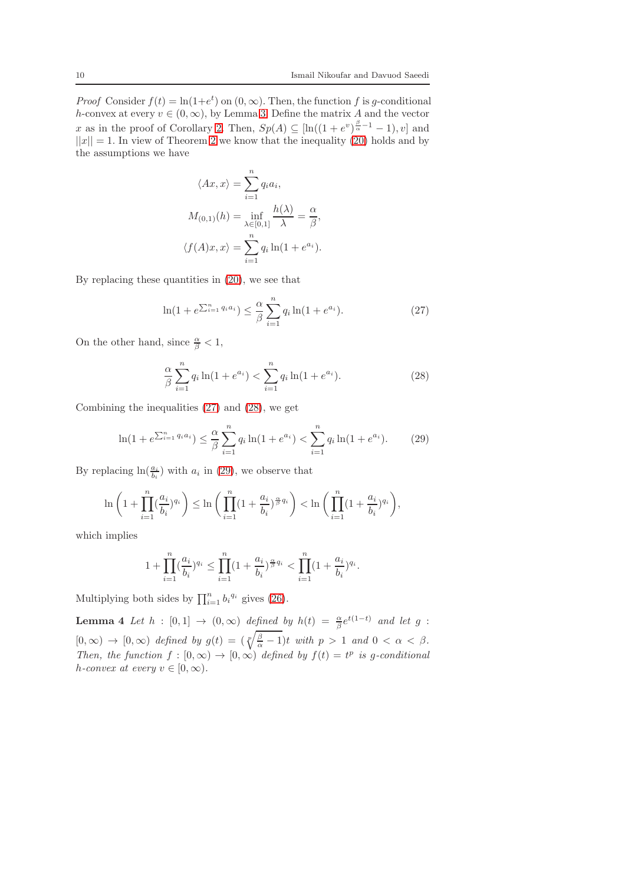*Proof* Consider $f(t) = \ln(1+e^t)$ on $(0,\infty)$. Then, the function $f$ is $g$-conditional $h$-convex at every $v \in (0,\infty)$, by Lemma 3. Define the matrix $A$ and the vector $x$ as in the proof of Corollary 2. Then, $Sp(A) \subseteq [\ln((1+e^v)^{\frac{\beta}{\alpha}-1}-1), v]$ and $||x|| = 1$. In view of Theorem 2 we know that the inequality (20) holds and by the assumptions we have

$$\langle Ax, x\rangle = \sum_{i=1}^{n} q_i a_i,$$

$$M_{(0,1)}(h) = \inf_{\lambda\in[0,1]} \frac{h(\lambda)}{\lambda} = \frac{\alpha}{\beta},$$

$$\langle f(A)x, x\rangle = \sum_{i=1}^{n} q_i \ln(1+e^{a_i}).$$

By replacing these quantities in (20), we see that

$$\ln(1+e^{\sum_{i=1}^{n} q_i a_i}) \leq \frac{\alpha}{\beta}\sum_{i=1}^{n} q_i \ln(1+e^{a_i}). \tag{27}$$

On the other hand, since $\frac{\alpha}{\beta} < 1$,

$$\frac{\alpha}{\beta}\sum_{i=1}^{n} q_i \ln(1+e^{a_i}) < \sum_{i=1}^{n} q_i \ln(1+e^{a_i}). \tag{28}$$

Combining the inequalities (27) and (28), we get

$$\ln(1+e^{\sum_{i=1}^{n} q_i a_i}) \leq \frac{\alpha}{\beta}\sum_{i=1}^{n} q_i \ln(1+e^{a_i}) < \sum_{i=1}^{n} q_i \ln(1+e^{a_i}). \tag{29}$$

By replacing $\ln(\frac{a_i}{b_i})$ with $a_i$ in (29), we observe that

$$\ln\left(1+\prod_{i=1}^{n}(\frac{a_i}{b_i})^{q_i}\right) \leq \ln\left(\prod_{i=1}^{n}(1+\frac{a_i}{b_i})^{\frac{\alpha}{\beta}q_i}\right) < \ln\left(\prod_{i=1}^{n}(1+\frac{a_i}{b_i})^{q_i}\right),$$

which implies

$$1+\prod_{i=1}^{n}(\frac{a_i}{b_i})^{q_i} \leq \prod_{i=1}^{n}(1+\frac{a_i}{b_i})^{\frac{\alpha}{\beta}q_i} < \prod_{i=1}^{n}(1+\frac{a_i}{b_i})^{q_i}.$$

Multiplying both sides by $\prod_{i=1}^{n} {b_i}^{q_i}$ gives (26).

**Lemma 4** *Let $h : [0,1] \to (0,\infty)$ defined by $h(t) = \frac{\alpha}{\beta}e^{t(1-t)}$ and let $g : [0,\infty) \to [0,\infty)$ defined by $g(t) = (\sqrt[p]{\frac{\beta}{\alpha}} - 1)t$ with $p > 1$ and $0 < \alpha < \beta$. Then, the function $f : [0,\infty) \to [0,\infty)$ defined by $f(t) = t^p$ is $g$-conditional $h$-convex at every $v \in [0,\infty)$.*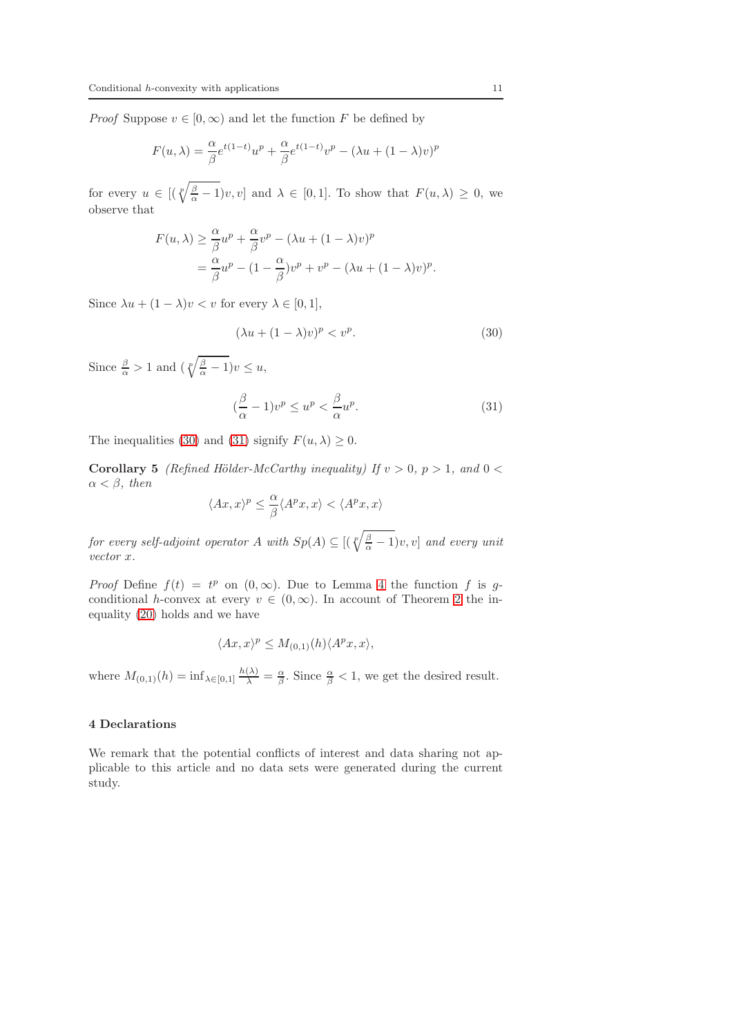*Proof* Suppose $v \in [0, \infty)$ and let the function $F$ be defined by

$$F(u, \lambda) = \frac{\alpha}{\beta} e^{t(1-t)} u^p + \frac{\alpha}{\beta} e^{t(1-t)} v^p - (\lambda u + (1-\lambda)v)^p$$

for every $u \in [(\sqrt[p]{\frac{\beta}{\alpha} - 1})v, v]$ and $\lambda \in [0, 1]$. To show that $F(u, \lambda) \geq 0$, we observe that

$$\begin{aligned} F(u, \lambda) &\geq \frac{\alpha}{\beta} u^p + \frac{\alpha}{\beta} v^p - (\lambda u + (1-\lambda)v)^p \\ &= \frac{\alpha}{\beta} u^p - (1 - \frac{\alpha}{\beta}) v^p + v^p - (\lambda u + (1-\lambda)v)^p. \end{aligned}$$

Since $\lambda u + (1-\lambda)v < v$ for every $\lambda \in [0, 1]$,

$$(\lambda u + (1-\lambda)v)^p < v^p. \tag{30}$$

Since $\frac{\beta}{\alpha} > 1$ and $(\sqrt[p]{\frac{\beta}{\alpha} - 1})v \leq u$,

$$(\frac{\beta}{\alpha} - 1)v^p \leq u^p < \frac{\beta}{\alpha} u^p. \tag{31}$$

The inequalities (30) and (31) signify $F(u, \lambda) \geq 0$.

**Corollary 5** *(Refined Hölder-McCarthy inequality) If $v > 0$, $p > 1$, and $0 < \alpha < \beta$, then*

$$\langle Ax, x\rangle^p \leq \frac{\alpha}{\beta} \langle A^p x, x\rangle < \langle A^p x, x\rangle$$

*for every self-adjoint operator $A$ with $Sp(A) \subseteq [(\sqrt[p]{\frac{\beta}{\alpha} - 1})v, v]$ and every unit vector $x$.*

*Proof* Define $f(t) = t^p$ on $(0, \infty)$. Due to Lemma 4 the function $f$ is $g$-conditional $h$-convex at every $v \in (0, \infty)$. In account of Theorem 2 the inequality (20) holds and we have

$$\langle Ax, x\rangle^p \leq M_{(0,1)}(h) \langle A^p x, x\rangle,$$

where $M_{(0,1)}(h) = \inf_{\lambda \in [0,1]} \frac{h(\lambda)}{\lambda} = \frac{\alpha}{\beta}$. Since $\frac{\alpha}{\beta} < 1$, we get the desired result.

## 4 Declarations

We remark that the potential conflicts of interest and data sharing not applicable to this article and no data sets were generated during the current study.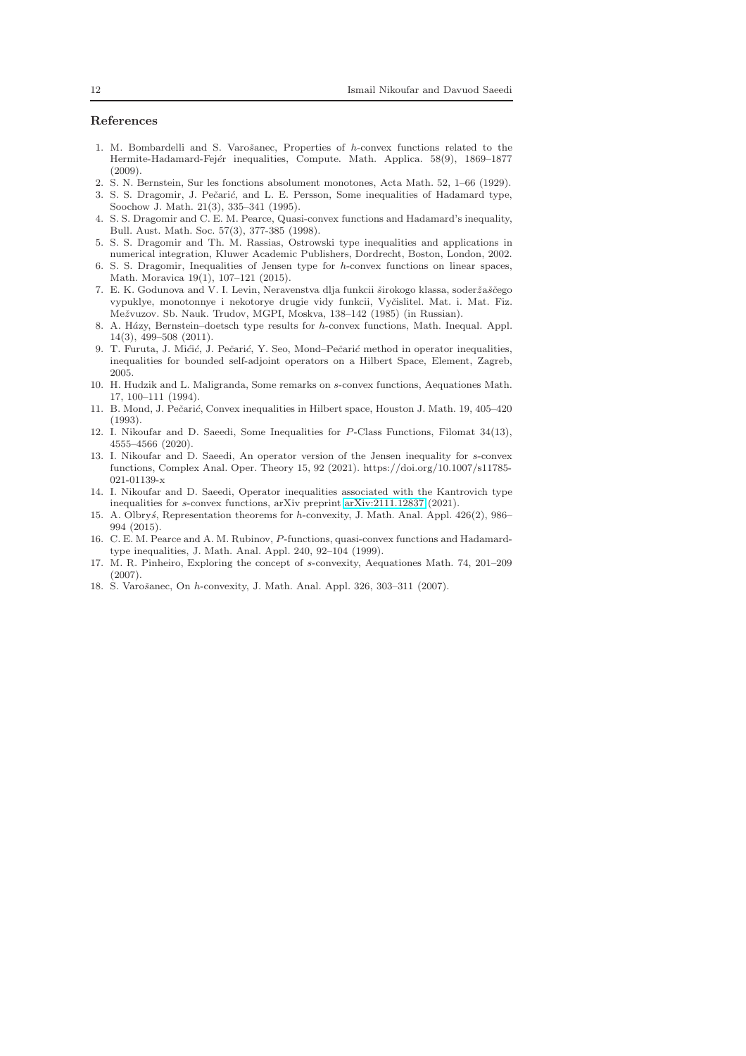## References

1. M. Bombardelli and S. Varošanec, Properties of $h$-convex functions related to the Hermite-Hadamard-Fejér inequalities, Compute. Math. Applica. 58(9), 1869–1877 (2009).
2. S. N. Bernstein, Sur les fonctions absolument monotones, Acta Math. 52, 1–66 (1929).
3. S. S. Dragomir, J. Pečarić, and L. E. Persson, Some inequalities of Hadamard type, Soochow J. Math. 21(3), 335–341 (1995).
4. S. S. Dragomir and C. E. M. Pearce, Quasi-convex functions and Hadamard's inequality, Bull. Aust. Math. Soc. 57(3), 377-385 (1998).
5. S. S. Dragomir and Th. M. Rassias, Ostrowski type inequalities and applications in numerical integration, Kluwer Academic Publishers, Dordrecht, Boston, London, 2002.
6. S. S. Dragomir, Inequalities of Jensen type for $h$-convex functions on linear spaces, Math. Moravica 19(1), 107–121 (2015).
7. E. K. Godunova and V. I. Levin, Neravenstva dlja funkcii širokogo klassa, soderžaščego vypuklye, monotonnye i nekotorye drugie vidy funkcii, Vyčislitel. Mat. i. Mat. Fiz. Mežvuzov. Sb. Nauk. Trudov, MGPI, Moskva, 138–142 (1985) (in Russian).
8. A. Házy, Bernstein–doetsch type results for $h$-convex functions, Math. Inequal. Appl. 14(3), 499–508 (2011).
9. T. Furuta, J. Mićić, J. Pečarić, Y. Seo, Mond–Pečarić method in operator inequalities, inequalities for bounded self-adjoint operators on a Hilbert Space, Element, Zagreb, 2005.
10. H. Hudzik and L. Maligranda, Some remarks on $s$-convex functions, Aequationes Math. 17, 100–111 (1994).
11. B. Mond, J. Pečarić, Convex inequalities in Hilbert space, Houston J. Math. 19, 405–420 (1993).
12. I. Nikoufar and D. Saeedi, Some Inequalities for $P$-Class Functions, Filomat 34(13), 4555–4566 (2020).
13. I. Nikoufar and D. Saeedi, An operator version of the Jensen inequality for $s$-convex functions, Complex Anal. Oper. Theory 15, 92 (2021). https://doi.org/10.1007/s11785-021-01139-x
14. I. Nikoufar and D. Saeedi, Operator inequalities associated with the Kantrovich type inequalities for $s$-convex functions, arXiv preprint arXiv:2111.12837 (2021).
15. A. Olbryś, Representation theorems for $h$-convexity, J. Math. Anal. Appl. 426(2), 986–994 (2015).
16. C. E. M. Pearce and A. M. Rubinov, $P$-functions, quasi-convex functions and Hadamard-type inequalities, J. Math. Anal. Appl. 240, 92–104 (1999).
17. M. R. Pinheiro, Exploring the concept of $s$-convexity, Aequationes Math. 74, 201–209 (2007).
18. S. Varošanec, On $h$-convexity, J. Math. Anal. Appl. 326, 303–311 (2007).